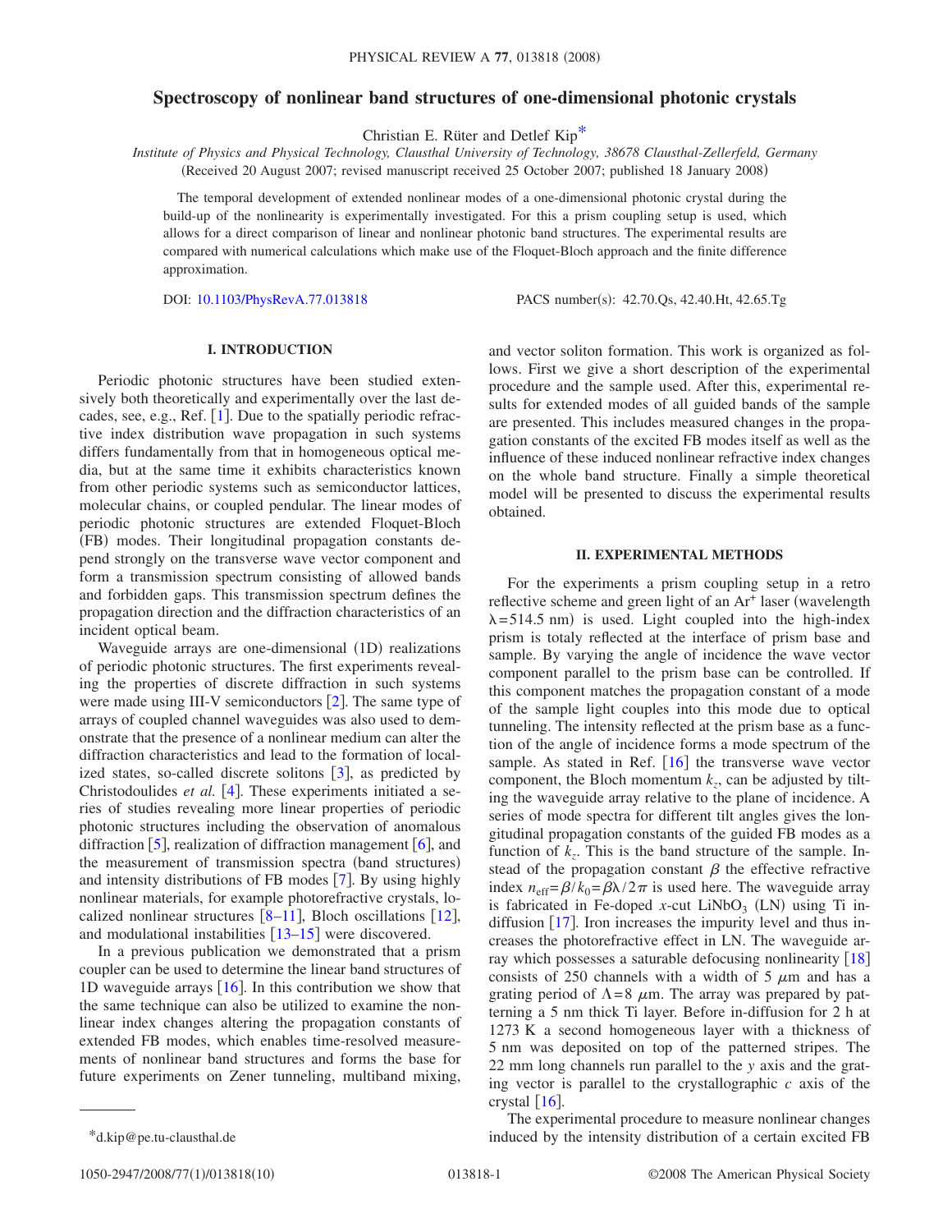# Spectroscopy of nonlinear band structures of one-dimensional photonic crystals

Christian E. Rüter and Detlef Kip*

*Institute of Physics and Physical Technology, Clausthal University of Technology, 38678 Clausthal-Zellerfeld, Germany*

(Received 20 August 2007; revised manuscript received 25 October 2007; published 18 January 2008)

The temporal development of extended nonlinear modes of a one-dimensional photonic crystal during the build-up of the nonlinearity is experimentally investigated. For this a prism coupling setup is used, which allows for a direct comparison of linear and nonlinear photonic band structures. The experimental results are compared with numerical calculations which make use of the Floquet-Bloch approach and the finite difference approximation.

DOI: 10.1103/PhysRevA.77.013818

PACS number(s): 42.70.Qs, 42.40.Ht, 42.65.Tg

## I. INTRODUCTION

Periodic photonic structures have been studied extensively both theoretically and experimentally over the last decades, see, e.g., Ref. [1]. Due to the spatially periodic refractive index distribution wave propagation in such systems differs fundamentally from that in homogeneous optical media, but at the same time it exhibits characteristics known from other periodic systems such as semiconductor lattices, molecular chains, or coupled pendular. The linear modes of periodic photonic structures are extended Floquet-Bloch (FB) modes. Their longitudinal propagation constants depend strongly on the transverse wave vector component and form a transmission spectrum consisting of allowed bands and forbidden gaps. This transmission spectrum defines the propagation direction and the diffraction characteristics of an incident optical beam.

Waveguide arrays are one-dimensional (1D) realizations of periodic photonic structures. The first experiments revealing the properties of discrete diffraction in such systems were made using III-V semiconductors [2]. The same type of arrays of coupled channel waveguides was also used to demonstrate that the presence of a nonlinear medium can alter the diffraction characteristics and lead to the formation of localized states, so-called discrete solitons [3], as predicted by Christodoulides *et al.* [4]. These experiments initiated a series of studies revealing more linear properties of periodic photonic structures including the observation of anomalous diffraction [5], realization of diffraction management [6], and the measurement of transmission spectra (band structures) and intensity distributions of FB modes [7]. By using highly nonlinear materials, for example photorefractive crystals, localized nonlinear structures [8–11], Bloch oscillations [12], and modulational instabilities [13–15] were discovered.

In a previous publication we demonstrated that a prism coupler can be used to determine the linear band structures of 1D waveguide arrays [16]. In this contribution we show that the same technique can also be utilized to examine the nonlinear index changes altering the propagation constants of extended FB modes, which enables time-resolved measurements of nonlinear band structures and forms the base for future experiments on Zener tunneling, multiband mixing, and vector soliton formation. This work is organized as follows. First we give a short description of the experimental procedure and the sample used. After this, experimental results for extended modes of all guided bands of the sample are presented. This includes measured changes in the propagation constants of the excited FB modes itself as well as the influence of these induced nonlinear refractive index changes on the whole band structure. Finally a simple theoretical model will be presented to discuss the experimental results obtained.

## II. EXPERIMENTAL METHODS

For the experiments a prism coupling setup in a retro reflective scheme and green light of an $Ar^+$ laser (wavelength $\lambda = 514.5$ nm) is used. Light coupled into the high-index prism is totaly reflected at the interface of prism base and sample. By varying the angle of incidence the wave vector component parallel to the prism base can be controlled. If this component matches the propagation constant of a mode of the sample light couples into this mode due to optical tunneling. The intensity reflected at the prism base as a function of the angle of incidence forms a mode spectrum of the sample. As stated in Ref. [16] the transverse wave vector component, the Bloch momentum $k_z$, can be adjusted by tilting the waveguide array relative to the plane of incidence. A series of mode spectra for different tilt angles gives the longitudinal propagation constants of the guided FB modes as a function of $k_z$. This is the band structure of the sample. Instead of the propagation constant $\beta$ the effective refractive index $n_{\text{eff}} = \beta / k_0 = \beta\lambda / 2\pi$ is used here. The waveguide array is fabricated in Fe-doped *x*-cut $LiNbO_3$ (LN) using Ti indiffusion [17]. Iron increases the impurity level and thus increases the photorefractive effect in LN. The waveguide array which possesses a saturable defocusing nonlinearity [18] consists of 250 channels with a width of 5 $\mu$m and has a grating period of $\Lambda = 8$ $\mu$m. The array was prepared by patterning a 5 nm thick Ti layer. Before in-diffusion for 2 h at 1273 K a second homogeneous layer with a thickness of 5 nm was deposited on top of the patterned stripes. The 22 mm long channels run parallel to the *y* axis and the grating vector is parallel to the crystallographic *c* axis of the crystal [16].

The experimental procedure to measure nonlinear changes induced by the intensity distribution of a certain excited FB

*d.kip@pe.tu-clausthal.de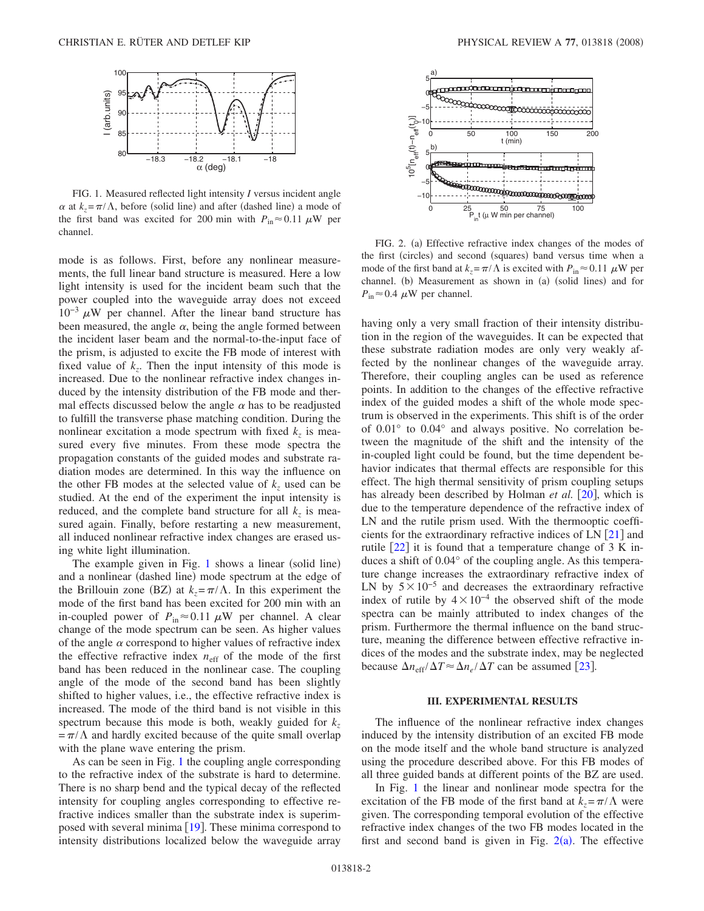FIG. 1. Measured reflected light intensity $I$ versus incident angle $\alpha$ at $k_z=\pi/\Lambda$, before (solid line) and after (dashed line) a mode of the first band was excited for 200 min with $P_{in}\approx 0.11$ $\mu$W per channel.

FIG. 2. (a) Effective refractive index changes of the modes of the first (circles) and second (squares) band versus time when a mode of the first band at $k_z=\pi/\Lambda$ is excited with $P_{in}\approx 0.11$ $\mu$W per channel. (b) Measurement as shown in (a) (solid lines) and for $P_{in}\approx 0.4$ $\mu$W per channel.

mode is as follows. First, before any nonlinear measurements, the full linear band structure is measured. Here a low light intensity is used for the incident beam such that the power coupled into the waveguide array does not exceed $10^{-3}$ $\mu$W per channel. After the linear band structure has been measured, the angle $\alpha$, being the angle formed between the incident laser beam and the normal-to-the-input face of the prism, is adjusted to excite the FB mode of interest with fixed value of $k_z$. Then the input intensity of this mode is increased. Due to the nonlinear refractive index changes induced by the intensity distribution of the FB mode and thermal effects discussed below the angle $\alpha$ has to be readjusted to fulfill the transverse phase matching condition. During the nonlinear excitation a mode spectrum with fixed $k_z$ is measured every five minutes. From these mode spectra the propagation constants of the guided modes and substrate radiation modes are determined. In this way the influence on the other FB modes at the selected value of $k_z$ used can be studied. At the end of the experiment the input intensity is reduced, and the complete band structure for all $k_z$ is measured again. Finally, before restarting a new measurement, all induced nonlinear refractive index changes are erased using white light illumination.

The example given in Fig. 1 shows a linear (solid line) and a nonlinear (dashed line) mode spectrum at the edge of the Brillouin zone (BZ) at $k_z=\pi/\Lambda$. In this experiment the mode of the first band has been excited for 200 min with an in-coupled power of $P_{in}\approx 0.11$ $\mu$W per channel. A clear change of the mode spectrum can be seen. As higher values of the angle $\alpha$ correspond to higher values of refractive index the effective refractive index $n_{eff}$ of the mode of the first band has been reduced in the nonlinear case. The coupling angle of the mode of the second band has been slightly shifted to higher values, i.e., the effective refractive index is increased. The mode of the third band is not visible in this spectrum because this mode is both, weakly guided for $k_z=\pi/\Lambda$ and hardly excited because of the quite small overlap with the plane wave entering the prism.

As can be seen in Fig. 1 the coupling angle corresponding to the refractive index of the substrate is hard to determine. There is no sharp bend and the typical decay of the reflected intensity for coupling angles corresponding to effective refractive indices smaller than the substrate index is superimposed with several minima [19]. These minima correspond to intensity distributions localized below the waveguide array having only a very small fraction of their intensity distribution in the region of the waveguides. It can be expected that these substrate radiation modes are only very weakly affected by the nonlinear changes of the waveguide array. Therefore, their coupling angles can be used as reference points. In addition to the changes of the effective refractive index of the guided modes a shift of the whole mode spectrum is observed in the experiments. This shift is of the order of 0.01° to 0.04° and always positive. No correlation between the magnitude of the shift and the intensity of the in-coupled light could be found, but the time dependent behavior indicates that thermal effects are responsible for this effect. The high thermal sensitivity of prism coupling setups has already been described by Holman *et al.* [20], which is due to the temperature dependence of the refractive index of LN and the rutile prism used. With the thermooptic coefficients for the extraordinary refractive indices of LN [21] and rutile [22] it is found that a temperature change of 3 K induces a shift of 0.04° of the coupling angle. As this temperature change increases the extraordinary refractive index of LN by $5\times10^{-5}$ and decreases the extraordinary refractive index of rutile by $4\times10^{-4}$ the observed shift of the mode spectra can be mainly attributed to index changes of the prism. Furthermore the thermal influence on the band structure, meaning the difference between effective refractive indices of the modes and the substrate index, may be neglected because $\Delta n_{eff}/\Delta T\approx\Delta n_e/\Delta T$ can be assumed [23].

### III. EXPERIMENTAL RESULTS

The influence of the nonlinear refractive index changes induced by the intensity distribution of an excited FB mode on the mode itself and the whole band structure is analyzed using the procedure described above. For this FB modes of all three guided bands at different points of the BZ are used.

In Fig. 1 the linear and nonlinear mode spectra for the excitation of the FB mode of the first band at $k_z=\pi/\Lambda$ were given. The corresponding temporal evolution of the effective refractive index changes of the two FB modes located in the first and second band is given in Fig. 2(a). The effective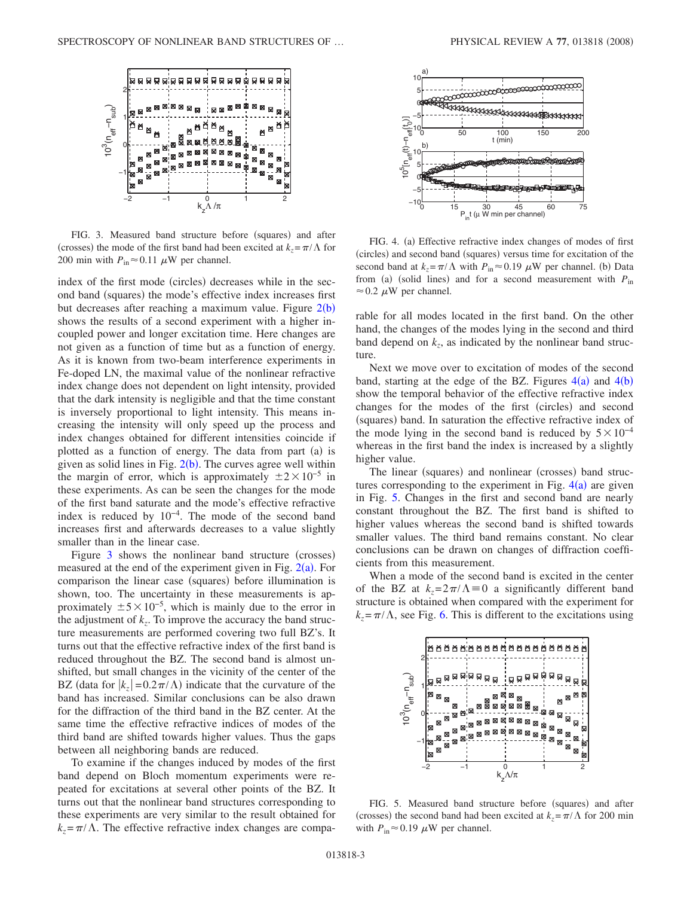FIG. 3. Measured band structure before (squares) and after (crosses) the mode of the first band had been excited at $k_z=\pi/\Lambda$ for 200 min with $P_{in}\approx 0.11$ $\mu$W per channel.

index of the first mode (circles) decreases while in the second band (squares) the mode's effective index increases first but decreases after reaching a maximum value. Figure 2(b) shows the results of a second experiment with a higher incoupled power and longer excitation time. Here changes are not given as a function of time but as a function of energy. As it is known from two-beam interference experiments in Fe-doped LN, the maximal value of the nonlinear refractive index change does not dependent on light intensity, provided that the dark intensity is negligible and that the time constant is inversely proportional to light intensity. This means increasing the intensity will only speed up the process and index changes obtained for different intensities coincide if plotted as a function of energy. The data from part (a) is given as solid lines in Fig. 2(b). The curves agree well within the margin of error, which is approximately $\pm 2\times 10^{-5}$ in these experiments. As can be seen the changes for the mode of the first band saturate and the mode's effective refractive index is reduced by $10^{-4}$. The mode of the second band increases first and afterwards decreases to a value slightly smaller than in the linear case.

Figure 3 shows the nonlinear band structure (crosses) measured at the end of the experiment given in Fig. 2(a). For comparison the linear case (squares) before illumination is shown, too. The uncertainty in these measurements is approximately $\pm 5\times 10^{-5}$, which is mainly due to the error in the adjustment of $k_z$. To improve the accuracy the band structure measurements are performed covering two full BZ's. It turns out that the effective refractive index of the first band is reduced throughout the BZ. The second band is almost unshifted, but small changes in the vicinity of the center of the BZ (data for $|k_z|=0.2\pi/\Lambda$) indicate that the curvature of the band has increased. Similar conclusions can be also drawn for the diffraction of the third band in the BZ center. At the same time the effective refractive indices of modes of the third band are shifted towards higher values. Thus the gaps between all neighboring bands are reduced.

To examine if the changes induced by modes of the first band depend on Bloch momentum experiments were repeated for excitations at several other points of the BZ. It turns out that the nonlinear band structures corresponding to these experiments are very similar to the result obtained for $k_z=\pi/\Lambda$. The effective refractive index changes are comparable for all modes located in the first band. On the other hand, the changes of the modes lying in the second and third band depend on $k_z$, as indicated by the nonlinear band structure.

FIG. 4. (a) Effective refractive index changes of modes of first (circles) and second band (squares) versus time for excitation of the second band at $k_z=\pi/\Lambda$ with $P_{in}\approx 0.19$ $\mu$W per channel. (b) Data from (a) (solid lines) and for a second measurement with $P_{in}\approx 0.2$ $\mu$W per channel.

Next we move over to excitation of modes of the second band, starting at the edge of the BZ. Figures 4(a) and 4(b) show the temporal behavior of the effective refractive index changes for the modes of the first (circles) and second (squares) band. In saturation the effective refractive index of the mode lying in the second band is reduced by $5\times 10^{-4}$ whereas in the first band the index is increased by a slightly higher value.

The linear (squares) and nonlinear (crosses) band structures corresponding to the experiment in Fig. 4(a) are given in Fig. 5. Changes in the first and second band are nearly constant throughout the BZ. The first band is shifted to higher values whereas the second band is shifted towards smaller values. The third band remains constant. No clear conclusions can be drawn on changes of diffraction coefficients from this measurement.

When a mode of the second band is excited in the center of the BZ at $k_z=2\pi/\Lambda\equiv 0$ a significantly different band structure is obtained when compared with the experiment for $k_z=\pi/\Lambda$, see Fig. 6. This is different to the excitations using

FIG. 5. Measured band structure before (squares) and after (crosses) the second band had been excited at $k_z=\pi/\Lambda$ for 200 min with $P_{in}\approx 0.19$ $\mu$W per channel.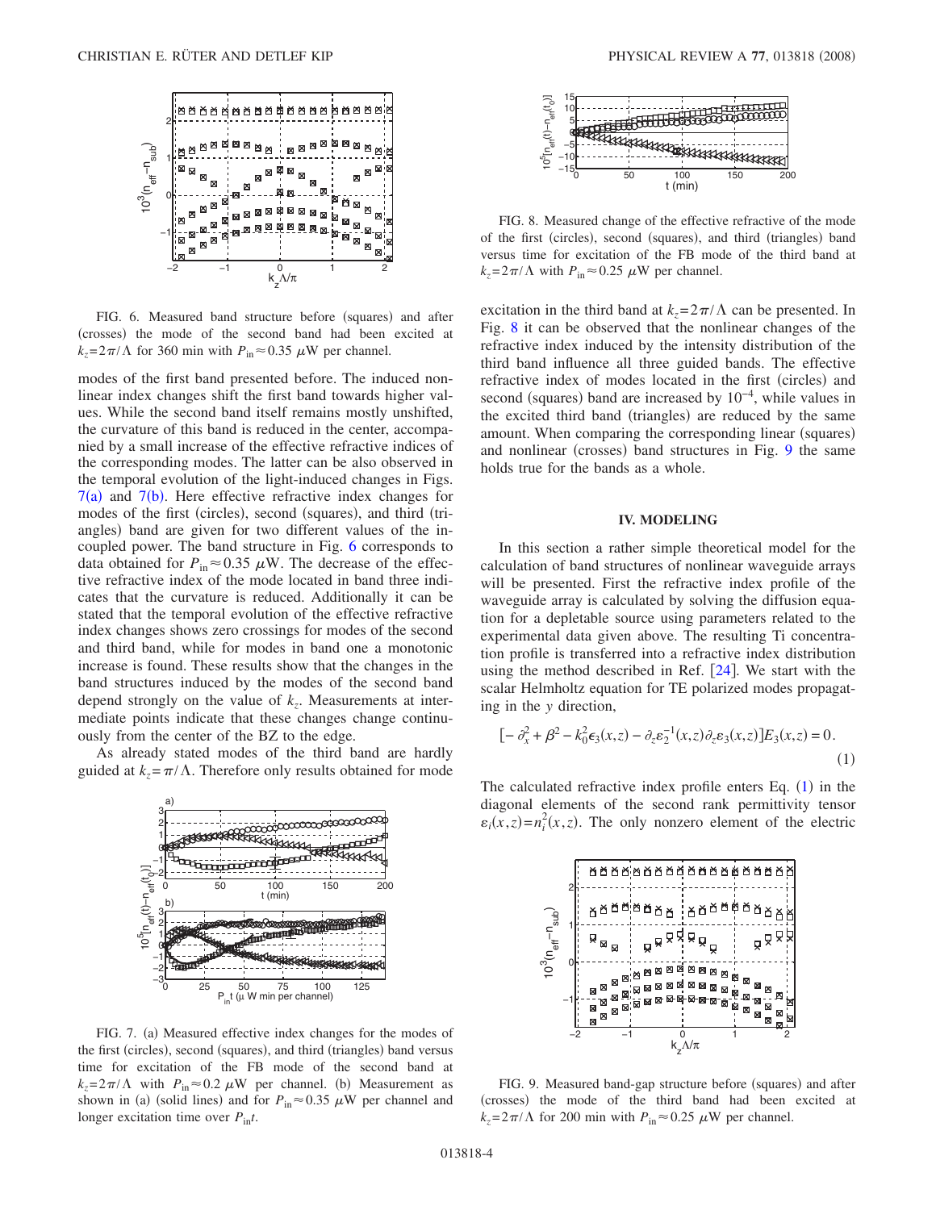FIG. 6. Measured band structure before (squares) and after (crosses) the mode of the second band had been excited at $k_z = 2\pi/\Lambda$ for 360 min with $P_{\text{in}} \approx 0.35\ \mu\text{W}$ per channel.

modes of the first band presented before. The induced nonlinear index changes shift the first band towards higher values. While the second band itself remains mostly unshifted, the curvature of this band is reduced in the center, accompanied by a small increase of the effective refractive indices of the corresponding modes. The latter can be also observed in the temporal evolution of the light-induced changes in Figs. 7(a) and 7(b). Here effective refractive index changes for modes of the first (circles), second (squares), and third (triangles) band are given for two different values of the incoupled power. The band structure in Fig. 6 corresponds to data obtained for $P_{\text{in}} \approx 0.35\ \mu\text{W}$. The decrease of the effective refractive index of the mode located in band three indicates that the curvature is reduced. Additionally it can be stated that the temporal evolution of the effective refractive index changes shows zero crossings for modes of the second and third band, while for modes in band one a monotonic increase is found. These results show that the changes in the band structures induced by the modes of the second band depend strongly on the value of $k_z$. Measurements at intermediate points indicate that these changes change continuously from the center of the BZ to the edge.

As already stated modes of the third band are hardly guided at $k_z = \pi/\Lambda$. Therefore only results obtained for mode

FIG. 7. (a) Measured effective index changes for the modes of the first (circles), second (squares), and third (triangles) band versus time for excitation of the FB mode of the second band at $k_z = 2\pi/\Lambda$ with $P_{\text{in}} \approx 0.2\ \mu\text{W}$ per channel. (b) Measurement as shown in (a) (solid lines) and for $P_{\text{in}} \approx 0.35\ \mu\text{W}$ per channel and longer excitation time over $P_{\text{in}}t$.

FIG. 8. Measured change of the effective refractive of the mode of the first (circles), second (squares), and third (triangles) band versus time for excitation of the FB mode of the third band at $k_z = 2\pi/\Lambda$ with $P_{\text{in}} \approx 0.25\ \mu\text{W}$ per channel.

excitation in the third band at $k_z = 2\pi/\Lambda$ can be presented. In Fig. 8 it can be observed that the nonlinear changes of the refractive index induced by the intensity distribution of the third band influence all three guided bands. The effective refractive index of modes located in the first (circles) and second (squares) band are increased by $10^{-4}$, while values in the excited third band (triangles) are reduced by the same amount. When comparing the corresponding linear (squares) and nonlinear (crosses) band structures in Fig. 9 the same holds true for the bands as a whole.

## IV. MODELING

In this section a rather simple theoretical model for the calculation of band structures of nonlinear waveguide arrays will be presented. First the refractive index profile of the waveguide array is calculated by solving the diffusion equation for a depletable source using parameters related to the experimental data given above. The resulting Ti concentration profile is transferred into a refractive index distribution using the method described in Ref. [24]. We start with the scalar Helmholtz equation for TE polarized modes propagating in the $y$ direction,

$$[-\partial_x^2 + \beta^2 - k_0^2\epsilon_3(x,z) - \partial_z\epsilon_2^{-1}(x,z)\partial_z\epsilon_3(x,z)]E_3(x,z) = 0. \tag{1}$$

The calculated refractive index profile enters Eq. (1) in the diagonal elements of the second rank permittivity tensor $\epsilon_i(x,z) = n_i^2(x,z)$. The only nonzero element of the electric

FIG. 9. Measured band-gap structure before (squares) and after (crosses) the mode of the third band had been excited at $k_z = 2\pi/\Lambda$ for 200 min with $P_{\text{in}} \approx 0.25\ \mu\text{W}$ per channel.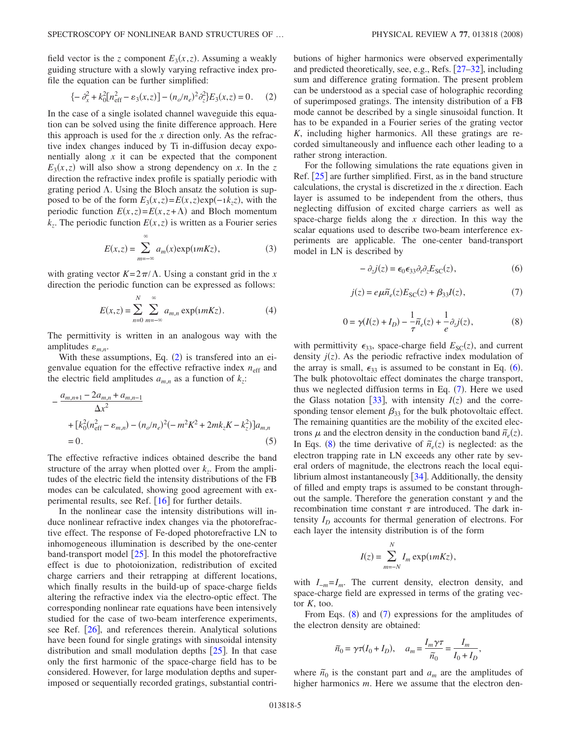field vector is the $z$ component $E_3(x,z)$. Assuming a weakly guiding structure with a slowly varying refractive index profile the equation can be further simplified:

$$\{-\partial_x^2 + k_0^2[n_{\text{eff}}^2 - \varepsilon_3(x,z)] - (n_o/n_e)^2\partial_z^2\}E_3(x,z) = 0. \quad (2)$$

In the case of a single isolated channel waveguide this equation can be solved using the finite difference approach. Here this approach is used for the $x$ direction only. As the refractive index changes induced by Ti in-diffusion decay exponentially along $x$ it can be expected that the component $E_3(x,z)$ will also show a strong dependency on $x$. In the $z$ direction the refractive index profile is spatially periodic with grating period $\Lambda$. Using the Bloch ansatz the solution is supposed to be of the form $E_3(x,z) = E(x,z)\exp(-\imath k_z z)$, with the periodic function $E(x,z) = E(x,z+\Lambda)$ and Bloch momentum $k_z$. The periodic function $E(x,z)$ is written as a Fourier series

$$E(x,z) = \sum_{m=-\infty}^{\infty} a_m(x)\exp(\imath mKz), \quad (3)$$

with grating vector $K = 2\pi/\Lambda$. Using a constant grid in the $x$ direction the periodic function can be expressed as follows:

$$E(x,z) = \sum_{n=0}^{N}\sum_{m=-\infty}^{\infty} a_{m,n}\exp(\imath mKz). \quad (4)$$

The permittivity is written in an analogous way with the amplitudes $\varepsilon_{m,n}$.

With these assumptions, Eq. (2) is transfered into an eigenvalue equation for the effective refractive index $n_{\text{eff}}$ and the electric field amplitudes $a_{m,n}$ as a function of $k_z$:

$$-\frac{a_{m,n+1} - 2a_{m,n} + a_{m,n-1}}{\Delta x^2} + [k_0^2(n_{\text{eff}}^2 - \varepsilon_{m,n}) - (n_o/n_e)^2(-m^2K^2 + 2mk_zK - k_z^2)]a_{m,n} = 0. \quad (5)$$

The effective refractive indices obtained describe the band structure of the array when plotted over $k_z$. From the amplitudes of the electric field the intensity distributions of the FB modes can be calculated, showing good agreement with experimental results, see Ref. [16] for further details.

In the nonlinear case the intensity distributions will induce nonlinear refractive index changes via the photorefractive effect. The response of Fe-doped photorefractive LN to inhomogeneous illumination is described by the one-center band-transport model [25]. In this model the photorefractive effect is due to photoionization, redistribution of excited charge carriers and their retrapping at different locations, which finally results in the build-up of space-charge fields altering the refractive index via the electro-optic effect. The corresponding nonlinear rate equations have been intensively studied for the case of two-beam interference experiments, see Ref. [26], and references therein. Analytical solutions have been found for single gratings with sinusoidal intensity distribution and small modulation depths [25]. In that case only the first harmonic of the space-charge field has to be considered. However, for large modulation depths and superimposed or sequentially recorded gratings, substantial contributions of higher harmonics were observed experimentally and predicted theoretically, see, e.g., Refs. [27–32], including sum and difference grating formation. The present problem can be understood as a special case of holographic recording of superimposed gratings. The intensity distribution of a FB mode cannot be described by a single sinusoidal function. It has to be expanded in a Fourier series of the grating vector $K$, including higher harmonics. All these gratings are recorded simultaneously and influence each other leading to a rather strong interaction.

For the following simulations the rate equations given in Ref. [25] are further simplified. First, as in the band structure calculations, the crystal is discretized in the $x$ direction. Each layer is assumed to be independent from the others, thus neglecting diffusion of excited charge carriers as well as space-charge fields along the $x$ direction. In this way the scalar equations used to describe two-beam interference experiments are applicable. The one-center band-transport model in LN is described by

$$-\partial_z j(z) = \epsilon_0\epsilon_{33}\partial_t\partial_z E_{\text{SC}}(z), \quad (6)$$

$$j(z) = e\mu\tilde{n}_e(z)E_{\text{SC}}(z) + \beta_{33}I(z), \quad (7)$$

$$0 = \gamma(I(z) + I_D) - \frac{1}{\tau}\tilde{n}_e(z) + \frac{1}{e}\partial_z j(z), \quad (8)$$

with permittivity $\epsilon_{33}$, space-charge field $E_{\text{SC}}(z)$, and current density $j(z)$. As the periodic refractive index modulation of the array is small, $\epsilon_{33}$ is assumed to be constant in Eq. (6). The bulk photovoltaic effect dominates the charge transport, thus we neglected diffusion terms in Eq. (7). Here we used the Glass notation [33], with intensity $I(z)$ and the corresponding tensor element $\beta_{33}$ for the bulk photovoltaic effect. The remaining quantities are the mobility of the excited electrons $\mu$ and the electron density in the conduction band $\tilde{n}_e(z)$. In Eqs. (8) the time derivative of $\tilde{n}_e(z)$ is neglected: as the electron trapping rate in LN exceeds any other rate by several orders of magnitude, the electrons reach the local equilibrium almost instantaneously [34]. Additionally, the density of filled and empty traps is assumed to be constant throughout the sample. Therefore the generation constant $\gamma$ and the recombination time constant $\tau$ are introduced. The dark intensity $I_D$ accounts for thermal generation of electrons. For each layer the intensity distribution is of the form

$$I(z) = \sum_{m=-N}^{N} I_m\exp(\imath mKz),$$

with $I_{-m} = I_m$. The current density, electron density, and space-charge field are expressed in terms of the grating vector $K$, too.

From Eqs. (8) and (7) expressions for the amplitudes of the electron density are obtained:

$$\tilde{n}_0 = \gamma\tau(I_0 + I_D), \quad a_m = \frac{I_m\gamma\tau}{\tilde{n}_0} = \frac{I_m}{I_0 + I_D},$$

where $\tilde{n}_0$ is the constant part and $a_m$ are the amplitudes of higher harmonics $m$. Here we assume that the electron den-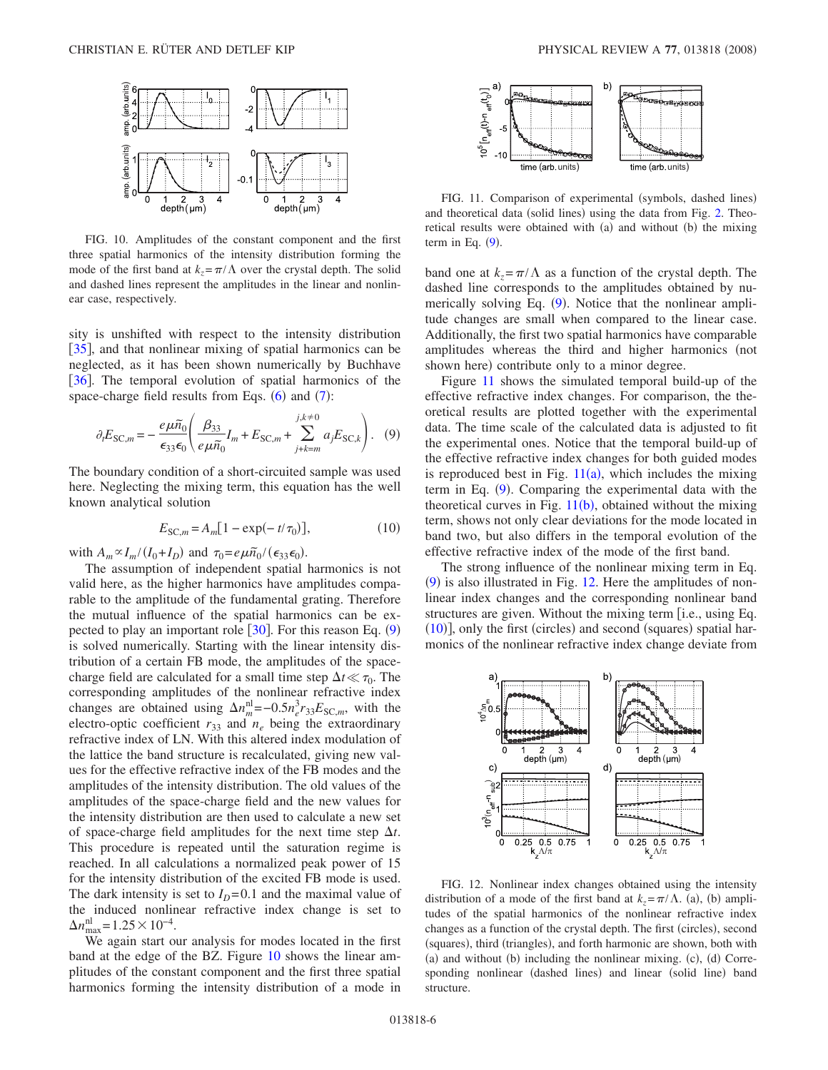FIG. 10. Amplitudes of the constant component and the first three spatial harmonics of the intensity distribution forming the mode of the first band at $k_z=\pi/\Lambda$ over the crystal depth. The solid and dashed lines represent the amplitudes in the linear and nonlinear case, respectively.

sity is unshifted with respect to the intensity distribution [35], and that nonlinear mixing of spatial harmonics can be neglected, as it has been shown numerically by Buchhave [36]. The temporal evolution of spatial harmonics of the space-charge field results from Eqs. (6) and (7):

$$\partial_t E_{\mathrm{SC},m} = -\frac{e\mu\tilde{n}_0}{\epsilon_{33}\epsilon_0}\left(\frac{\beta_{33}}{e\mu\tilde{n}_0}I_m + E_{\mathrm{SC},m} + \sum_{j+k=m}^{j,k\neq 0} a_j E_{\mathrm{SC},k}\right). \quad (9)$$

The boundary condition of a short-circuited sample was used here. Neglecting the mixing term, this equation has the well known analytical solution

$$E_{\mathrm{SC},m} = A_m[1-\exp(-t/\tau_0)], \quad (10)$$

with $A_m \propto I_m/(I_0+I_D)$ and $\tau_0 = e\mu\tilde{n}_0/(\epsilon_{33}\epsilon_0)$.

The assumption of independent spatial harmonics is not valid here, as the higher harmonics have amplitudes comparable to the amplitude of the fundamental grating. Therefore the mutual influence of the spatial harmonics can be expected to play an important role [30]. For this reason Eq. (9) is solved numerically. Starting with the linear intensity distribution of a certain FB mode, the amplitudes of the space-charge field are calculated for a small time step $\Delta t \ll \tau_0$. The corresponding amplitudes of the nonlinear refractive index changes are obtained using $\Delta n_m^{\mathrm{nl}} = -0.5 n_e^3 r_{33} E_{\mathrm{SC},m}$, with the electro-optic coefficient $r_{33}$ and $n_e$ being the extraordinary refractive index of LN. With this altered index modulation of the lattice the band structure is recalculated, giving new values for the effective refractive index of the FB modes and the amplitudes of the intensity distribution. The old values of the amplitudes of the space-charge field and the new values for the intensity distribution are then used to calculate a new set of space-charge field amplitudes for the next time step $\Delta t$. This procedure is repeated until the saturation regime is reached. In all calculations a normalized peak power of 15 for the intensity distribution of the excited FB mode is used. The dark intensity is set to $I_D=0.1$ and the maximal value of the induced nonlinear refractive index change is set to $\Delta n_{\max}^{\mathrm{nl}} = 1.25\times 10^{-4}$.

We again start our analysis for modes located in the first band at the edge of the BZ. Figure 10 shows the linear amplitudes of the constant component and the first three spatial harmonics forming the intensity distribution of a mode in band one at $k_z=\pi/\Lambda$ as a function of the crystal depth. The dashed line corresponds to the amplitudes obtained by numerically solving Eq. (9). Notice that the nonlinear amplitude changes are small when compared to the linear case. Additionally, the first two spatial harmonics have comparable amplitudes whereas the third and higher harmonics (not shown here) contribute only to a minor degree.

FIG. 11. Comparison of experimental (symbols, dashed lines) and theoretical data (solid lines) using the data from Fig. 2. Theoretical results were obtained with (a) and without (b) the mixing term in Eq. (9).

Figure 11 shows the simulated temporal build-up of the effective refractive index changes. For comparison, the theoretical results are plotted together with the experimental data. The time scale of the calculated data is adjusted to fit the experimental ones. Notice that the temporal build-up of the effective refractive index changes for both guided modes is reproduced best in Fig. 11(a), which includes the mixing term in Eq. (9). Comparing the experimental data with the theoretical curves in Fig. 11(b), obtained without the mixing term, shows not only clear deviations for the mode located in band two, but also differs in the temporal evolution of the effective refractive index of the mode of the first band.

The strong influence of the nonlinear mixing term in Eq. (9) is also illustrated in Fig. 12. Here the amplitudes of nonlinear index changes and the corresponding nonlinear band structures are given. Without the mixing term [i.e., using Eq. (10)], only the first (circles) and second (squares) spatial harmonics of the nonlinear refractive index change deviate from

FIG. 12. Nonlinear index changes obtained using the intensity distribution of a mode of the first band at $k_z=\pi/\Lambda$. (a), (b) amplitudes of the spatial harmonics of the nonlinear refractive index changes as a function of the crystal depth. The first (circles), second (squares), third (triangles), and forth harmonic are shown, both with (a) and without (b) including the nonlinear mixing. (c), (d) Corresponding nonlinear (dashed lines) and linear (solid line) band structure.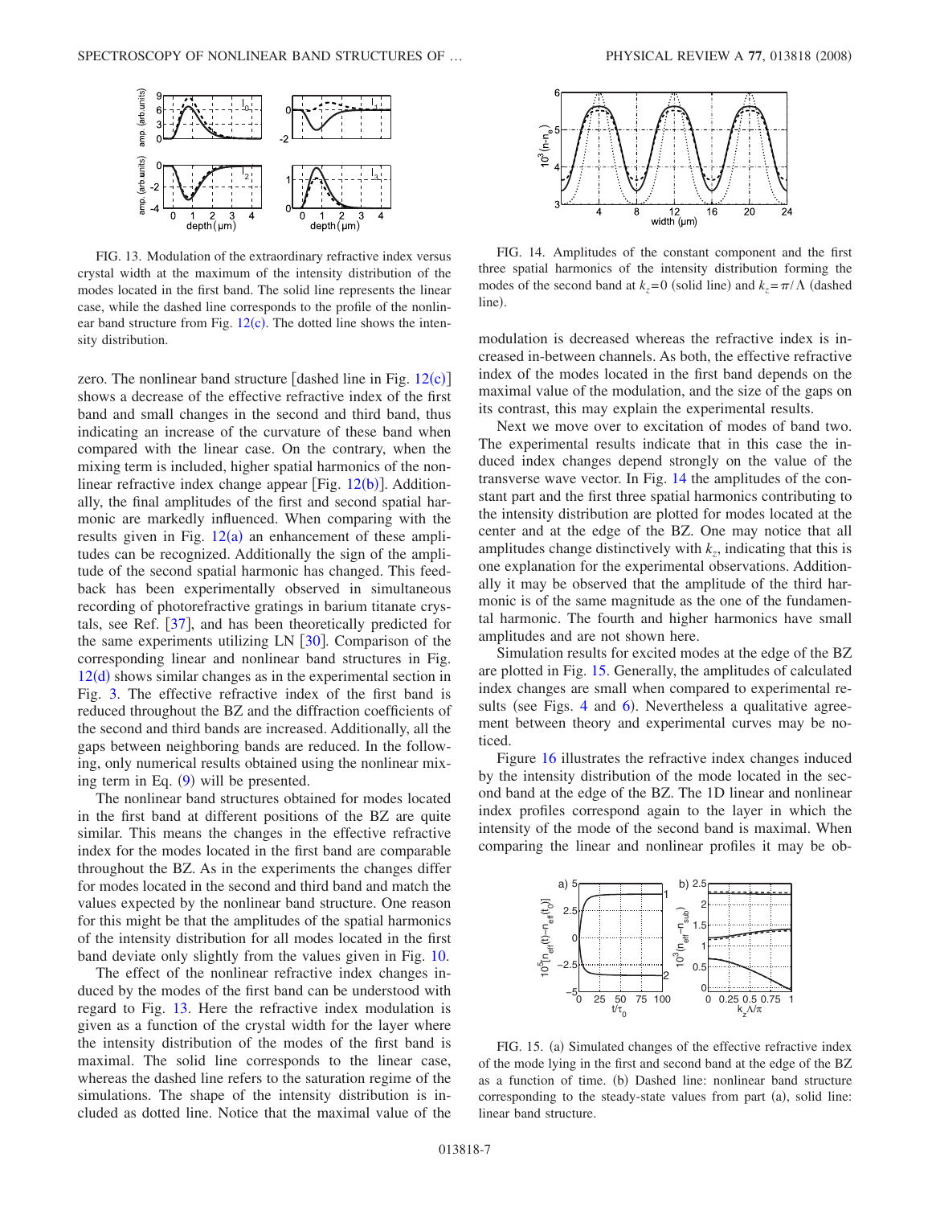FIG. 13. Modulation of the extraordinary refractive index versus crystal width at the maximum of the intensity distribution of the modes located in the first band. The solid line represents the linear case, while the dashed line corresponds to the profile of the nonlinear band structure from Fig. 12(c). The dotted line shows the intensity distribution.

zero. The nonlinear band structure [dashed line in Fig. 12(c)] shows a decrease of the effective refractive index of the first band and small changes in the second and third band, thus indicating an increase of the curvature of these band when compared with the linear case. On the contrary, when the mixing term is included, higher spatial harmonics of the nonlinear refractive index change appear [Fig. 12(b)]. Additionally, the final amplitudes of the first and second spatial harmonic are markedly influenced. When comparing with the results given in Fig. 12(a) an enhancement of these amplitudes can be recognized. Additionally the sign of the amplitude of the second spatial harmonic has changed. This feedback has been experimentally observed in simultaneous recording of photorefractive gratings in barium titanate crystals, see Ref. [37], and has been theoretically predicted for the same experiments utilizing LN [30]. Comparison of the corresponding linear and nonlinear band structures in Fig. 12(d) shows similar changes as in the experimental section in Fig. 3. The effective refractive index of the first band is reduced throughout the BZ and the diffraction coefficients of the second and third bands are increased. Additionally, all the gaps between neighboring bands are reduced. In the following, only numerical results obtained using the nonlinear mixing term in Eq. (9) will be presented.

The nonlinear band structures obtained for modes located in the first band at different positions of the BZ are quite similar. This means the changes in the effective refractive index for the modes located in the first band are comparable throughout the BZ. As in the experiments the changes differ for modes located in the second and third band and match the values expected by the nonlinear band structure. One reason for this might be that the amplitudes of the spatial harmonics of the intensity distribution for all modes located in the first band deviate only slightly from the values given in Fig. 10.

The effect of the nonlinear refractive index changes induced by the modes of the first band can be understood with regard to Fig. 13. Here the refractive index modulation is given as a function of the crystal width for the layer where the intensity distribution of the modes of the first band is maximal. The solid line corresponds to the linear case, whereas the dashed line refers to the saturation regime of the simulations. The shape of the intensity distribution is included as dotted line. Notice that the maximal value of the modulation is decreased whereas the refractive index is increased in-between channels. As both, the effective refractive index of the modes located in the first band depends on the maximal value of the modulation, and the size of the gaps on its contrast, this may explain the experimental results.

FIG. 14. Amplitudes of the constant component and the first three spatial harmonics of the intensity distribution forming the modes of the second band at $k_z=0$ (solid line) and $k_z=\pi/\Lambda$ (dashed line).

Next we move over to excitation of modes of band two. The experimental results indicate that in this case the induced index changes depend strongly on the value of the transverse wave vector. In Fig. 14 the amplitudes of the constant part and the first three spatial harmonics contributing to the intensity distribution are plotted for modes located at the center and at the edge of the BZ. One may notice that all amplitudes change distinctively with $k_z$, indicating that this is one explanation for the experimental observations. Additionally it may be observed that the amplitude of the third harmonic is of the same magnitude as the one of the fundamental harmonic. The fourth and higher harmonics have small amplitudes and are not shown here.

Simulation results for excited modes at the edge of the BZ are plotted in Fig. 15. Generally, the amplitudes of calculated index changes are small when compared to experimental results (see Figs. 4 and 6). Nevertheless a qualitative agreement between theory and experimental curves may be noticed.

Figure 16 illustrates the refractive index changes induced by the intensity distribution of the mode located in the second band at the edge of the BZ. The 1D linear and nonlinear index profiles correspond again to the layer in which the intensity of the mode of the second band is maximal. When comparing the linear and nonlinear profiles it may be ob-

FIG. 15. (a) Simulated changes of the effective refractive index of the mode lying in the first and second band at the edge of the BZ as a function of time. (b) Dashed line: nonlinear band structure corresponding to the steady-state values from part (a), solid line: linear band structure.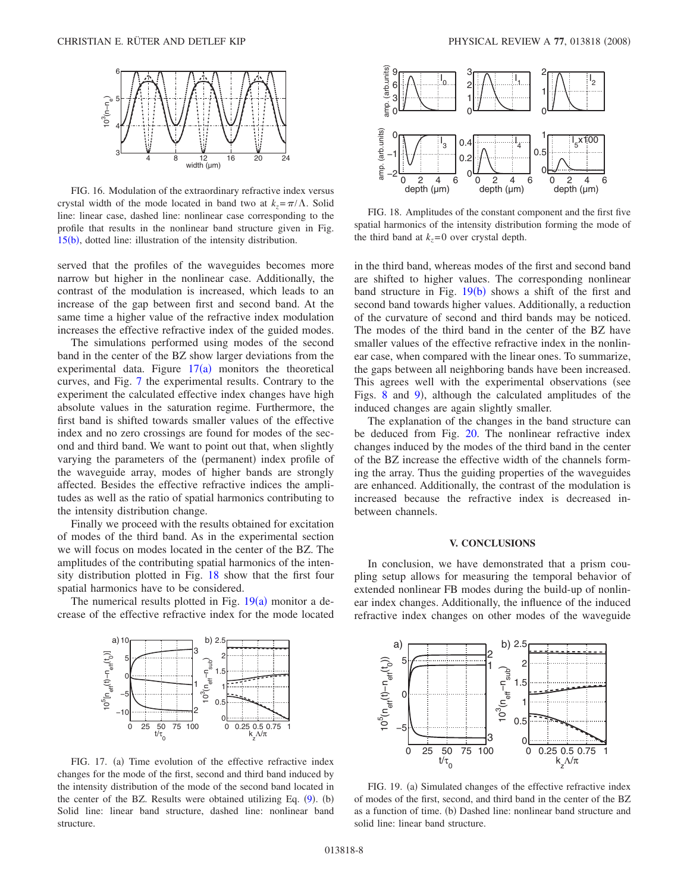FIG. 16. Modulation of the extraordinary refractive index versus crystal width of the mode located in band two at $k_z=\pi/\Lambda$. Solid line: linear case, dashed line: nonlinear case corresponding to the profile that results in the nonlinear band structure given in Fig. 15(b), dotted line: illustration of the intensity distribution.

served that the profiles of the waveguides becomes more narrow but higher in the nonlinear case. Additionally, the contrast of the modulation is increased, which leads to an increase of the gap between first and second band. At the same time a higher value of the refractive index modulation increases the effective refractive index of the guided modes.

The simulations performed using modes of the second band in the center of the BZ show larger deviations from the experimental data. Figure 17(a) monitors the theoretical curves, and Fig. 7 the experimental results. Contrary to the experiment the calculated effective index changes have high absolute values in the saturation regime. Furthermore, the first band is shifted towards smaller values of the effective index and no zero crossings are found for modes of the second and third band. We want to point out that, when slightly varying the parameters of the (permanent) index profile of the waveguide array, modes of higher bands are strongly affected. Besides the effective refractive indices the amplitudes as well as the ratio of spatial harmonics contributing to the intensity distribution change.

Finally we proceed with the results obtained for excitation of modes of the third band. As in the experimental section we will focus on modes located in the center of the BZ. The amplitudes of the contributing spatial harmonics of the intensity distribution plotted in Fig. 18 show that the first four spatial harmonics have to be considered.

The numerical results plotted in Fig. 19(a) monitor a decrease of the effective refractive index for the mode located in the third band, whereas modes of the first and second band are shifted to higher values. The corresponding nonlinear band structure in Fig. 19(b) shows a shift of the first and second band towards higher values. Additionally, a reduction of the curvature of second and third bands may be noticed. The modes of the third band in the center of the BZ have smaller values of the effective refractive index in the nonlinear case, when compared with the linear ones. To summarize, the gaps between all neighboring bands have been increased. This agrees well with the experimental observations (see Figs. 8 and 9), although the calculated amplitudes of the induced changes are again slightly smaller.

FIG. 17. (a) Time evolution of the effective refractive index changes for the mode of the first, second and third band induced by the intensity distribution of the mode of the second band located in the center of the BZ. Results were obtained utilizing Eq. (9). (b) Solid line: linear band structure, dashed line: nonlinear band structure.

FIG. 18. Amplitudes of the constant component and the first five spatial harmonics of the intensity distribution forming the mode of the third band at $k_z=0$ over crystal depth.

The explanation of the changes in the band structure can be deduced from Fig. 20. The nonlinear refractive index changes induced by the modes of the third band in the center of the BZ increase the effective width of the channels forming the array. Thus the guiding properties of the waveguides are enhanced. Additionally, the contrast of the modulation is increased because the refractive index is decreased in-between channels.

## V. CONCLUSIONS

In conclusion, we have demonstrated that a prism coupling setup allows for measuring the temporal behavior of extended nonlinear FB modes during the build-up of nonlinear index changes. Additionally, the influence of the induced refractive index changes on other modes of the waveguide

FIG. 19. (a) Simulated changes of the effective refractive index of modes of the first, second, and third band in the center of the BZ as a function of time. (b) Dashed line: nonlinear band structure and solid line: linear band structure.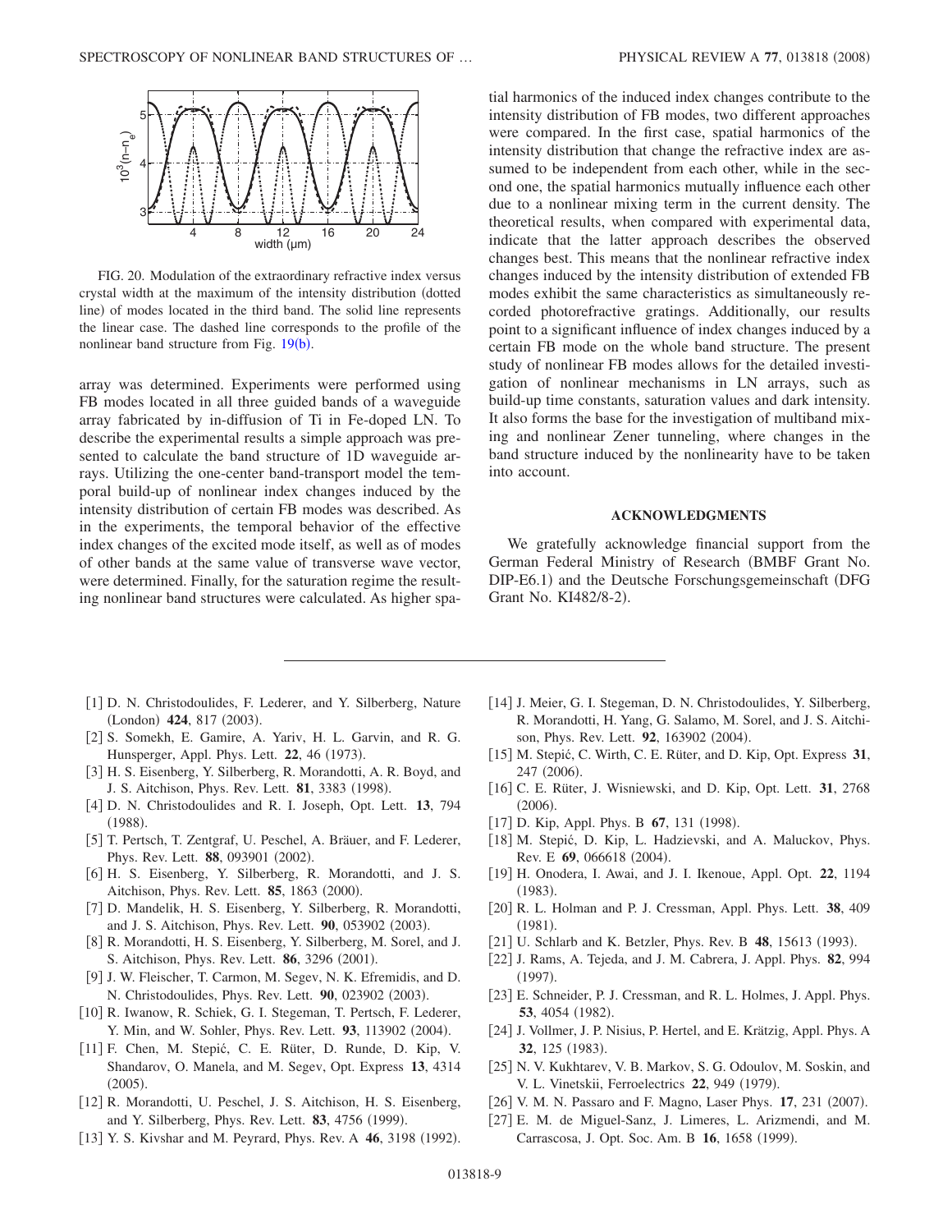FIG. 20. Modulation of the extraordinary refractive index versus crystal width at the maximum of the intensity distribution (dotted line) of modes located in the third band. The solid line represents the linear case. The dashed line corresponds to the profile of the nonlinear band structure from Fig. 19(b).

array was determined. Experiments were performed using FB modes located in all three guided bands of a waveguide array fabricated by in-diffusion of Ti in Fe-doped LN. To describe the experimental results a simple approach was presented to calculate the band structure of 1D waveguide arrays. Utilizing the one-center band-transport model the temporal build-up of nonlinear index changes induced by the intensity distribution of certain FB modes was described. As in the experiments, the temporal behavior of the effective index changes of the excited mode itself, as well as of modes of other bands at the same value of transverse wave vector, were determined. Finally, for the saturation regime the resulting nonlinear band structures were calculated. As higher spatial harmonics of the induced index changes contribute to the intensity distribution of FB modes, two different approaches were compared. In the first case, spatial harmonics of the intensity distribution that change the refractive index are assumed to be independent from each other, while in the second one, the spatial harmonics mutually influence each other due to a nonlinear mixing term in the current density. The theoretical results, when compared with experimental data, indicate that the latter approach describes the observed changes best. This means that the nonlinear refractive index changes induced by the intensity distribution of extended FB modes exhibit the same characteristics as simultaneously recorded photorefractive gratings. Additionally, our results point to a significant influence of index changes induced by a certain FB mode on the whole band structure. The present study of nonlinear FB modes allows for the detailed investigation of nonlinear mechanisms in LN arrays, such as build-up time constants, saturation values and dark intensity. It also forms the base for the investigation of multiband mixing and nonlinear Zener tunneling, where changes in the band structure induced by the nonlinearity have to be taken into account.

## ACKNOWLEDGMENTS

We gratefully acknowledge financial support from the German Federal Ministry of Research (BMBF Grant No. DIP-E6.1) and the Deutsche Forschungsgemeinschaft (DFG Grant No. KI482/8-2).

---

[1] D. N. Christodoulides, F. Lederer, and Y. Silberberg, Nature (London) **424**, 817 (2003).

[2] S. Somekh, E. Gamire, A. Yariv, H. L. Garvin, and R. G. Hunsperger, Appl. Phys. Lett. **22**, 46 (1973).

[3] H. S. Eisenberg, Y. Silberberg, R. Morandotti, A. R. Boyd, and J. S. Aitchison, Phys. Rev. Lett. **81**, 3383 (1998).

[4] D. N. Christodoulides and R. I. Joseph, Opt. Lett. **13**, 794 (1988).

[5] T. Pertsch, T. Zentgraf, U. Peschel, A. Bräuer, and F. Lederer, Phys. Rev. Lett. **88**, 093901 (2002).

[6] H. S. Eisenberg, Y. Silberberg, R. Morandotti, and J. S. Aitchison, Phys. Rev. Lett. **85**, 1863 (2000).

[7] D. Mandelik, H. S. Eisenberg, Y. Silberberg, R. Morandotti, and J. S. Aitchison, Phys. Rev. Lett. **90**, 053902 (2003).

[8] R. Morandotti, H. S. Eisenberg, Y. Silberberg, M. Sorel, and J. S. Aitchison, Phys. Rev. Lett. **86**, 3296 (2001).

[9] J. W. Fleischer, T. Carmon, M. Segev, N. K. Efremidis, and D. N. Christodoulides, Phys. Rev. Lett. **90**, 023902 (2003).

[10] R. Iwanow, R. Schiek, G. I. Stegeman, T. Pertsch, F. Lederer, Y. Min, and W. Sohler, Phys. Rev. Lett. **93**, 113902 (2004).

[11] F. Chen, M. Stepić, C. E. Rüter, D. Runde, D. Kip, V. Shandarov, O. Manela, and M. Segev, Opt. Express **13**, 4314 (2005).

[12] R. Morandotti, U. Peschel, J. S. Aitchison, H. S. Eisenberg, and Y. Silberberg, Phys. Rev. Lett. **83**, 4756 (1999).

[13] Y. S. Kivshar and M. Peyrard, Phys. Rev. A **46**, 3198 (1992).

[14] J. Meier, G. I. Stegeman, D. N. Christodoulides, Y. Silberberg, R. Morandotti, H. Yang, G. Salamo, M. Sorel, and J. S. Aitchison, Phys. Rev. Lett. **92**, 163902 (2004).

[15] M. Stepić, C. Wirth, C. E. Rüter, and D. Kip, Opt. Express **31**, 247 (2006).

[16] C. E. Rüter, J. Wisniewski, and D. Kip, Opt. Lett. **31**, 2768 (2006).

[17] D. Kip, Appl. Phys. B **67**, 131 (1998).

[18] M. Stepić, D. Kip, L. Hadzievski, and A. Maluckov, Phys. Rev. E **69**, 066618 (2004).

[19] H. Onodera, I. Awai, and J. I. Ikenoue, Appl. Opt. **22**, 1194 (1983).

[20] R. L. Holman and P. J. Cressman, Appl. Phys. Lett. **38**, 409 (1981).

[21] U. Schlarb and K. Betzler, Phys. Rev. B **48**, 15613 (1993).

[22] J. Rams, A. Tejeda, and J. M. Cabrera, J. Appl. Phys. **82**, 994 (1997).

[23] E. Schneider, P. J. Cressman, and R. L. Holmes, J. Appl. Phys. **53**, 4054 (1982).

[24] J. Vollmer, J. P. Nisius, P. Hertel, and E. Krätzig, Appl. Phys. A **32**, 125 (1983).

[25] N. V. Kukhtarev, V. B. Markov, S. G. Odoulov, M. Soskin, and V. L. Vinetskii, Ferroelectrics **22**, 949 (1979).

[26] V. M. N. Passaro and F. Magno, Laser Phys. **17**, 231 (2007).

[27] E. M. de Miguel-Sanz, J. Limeres, L. Arizmendi, and M. Carrascosa, J. Opt. Soc. Am. B **16**, 1658 (1999).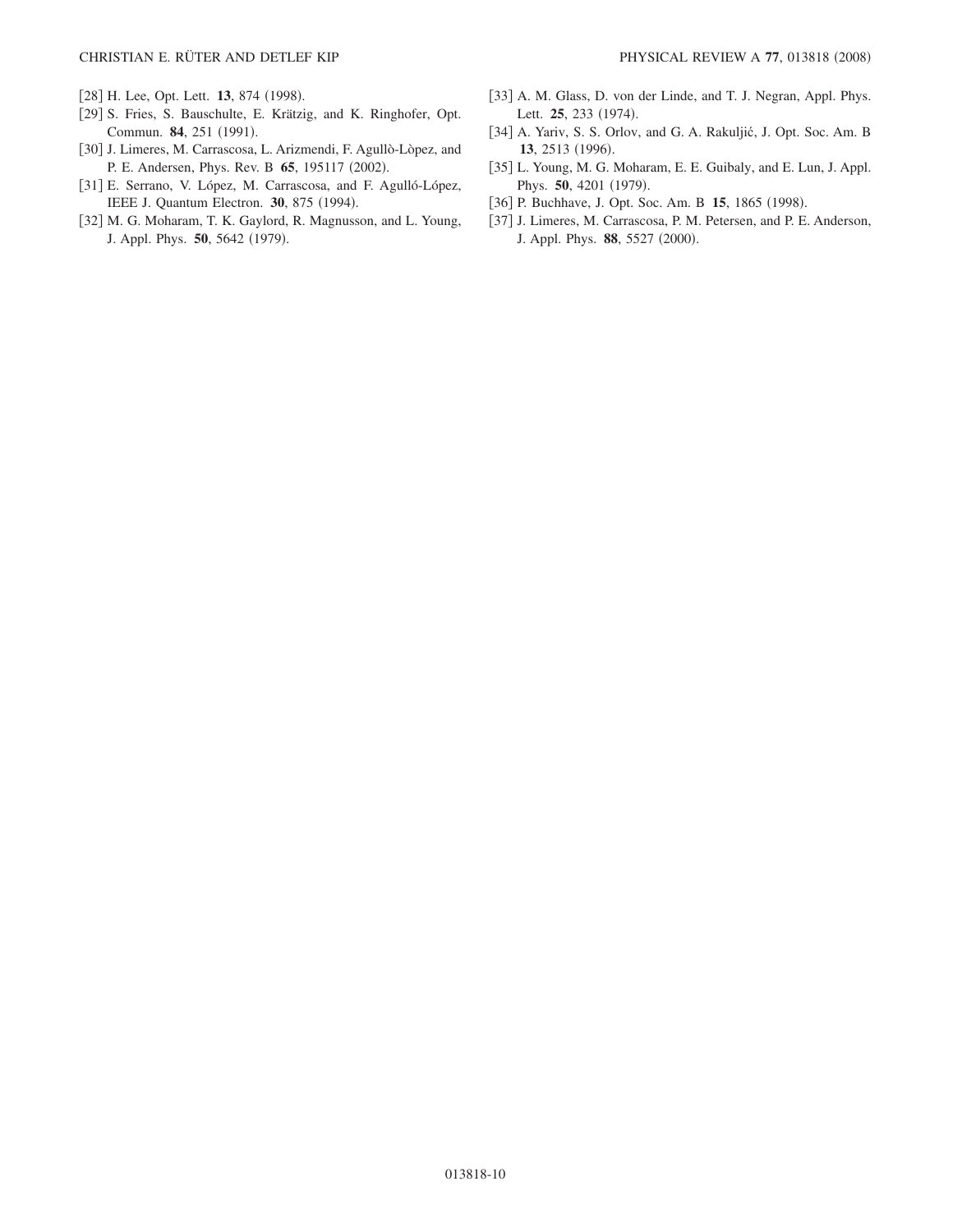[28] H. Lee, Opt. Lett. **13**, 874 (1998).

[29] S. Fries, S. Bauschulte, E. Krätzig, and K. Ringhofer, Opt. Commun. **84**, 251 (1991).

[30] J. Limeres, M. Carrascosa, L. Arizmendi, F. Agullò-Lòpez, and P. E. Andersen, Phys. Rev. B **65**, 195117 (2002).

[31] E. Serrano, V. López, M. Carrascosa, and F. Agulló-López, IEEE J. Quantum Electron. **30**, 875 (1994).

[32] M. G. Moharam, T. K. Gaylord, R. Magnusson, and L. Young, J. Appl. Phys. **50**, 5642 (1979).

[33] A. M. Glass, D. von der Linde, and T. J. Negran, Appl. Phys. Lett. **25**, 233 (1974).

[34] A. Yariv, S. S. Orlov, and G. A. Rakuljić, J. Opt. Soc. Am. B **13**, 2513 (1996).

[35] L. Young, M. G. Moharam, E. E. Guibaly, and E. Lun, J. Appl. Phys. **50**, 4201 (1979).

[36] P. Buchhave, J. Opt. Soc. Am. B **15**, 1865 (1998).

[37] J. Limeres, M. Carrascosa, P. M. Petersen, and P. E. Anderson, J. Appl. Phys. **88**, 5527 (2000).